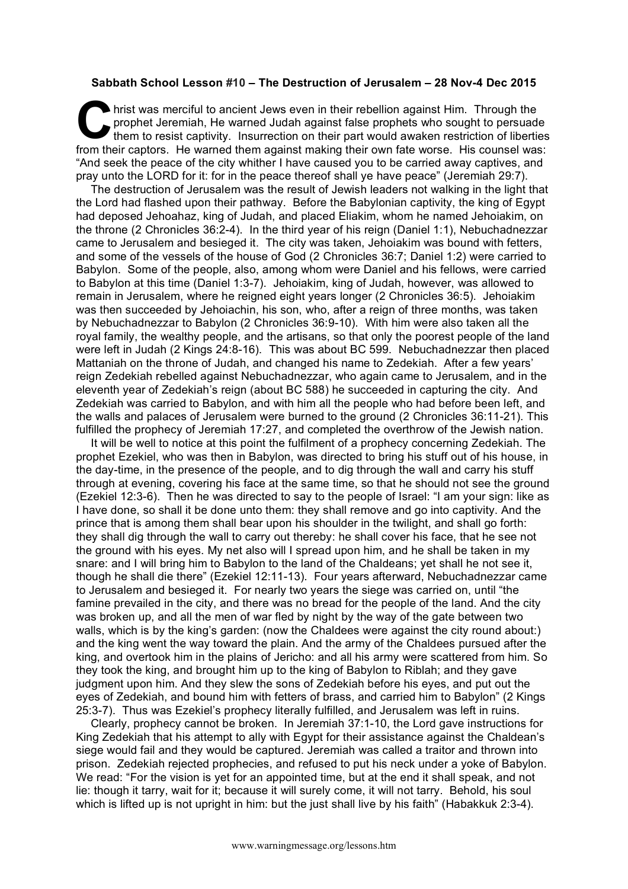**Sabbath School Lesson #10 – The Destruction of Jerusalem – 28 Nov-4 Dec 2015**

Christ was merciful to ancient Jews even in their rebellion against Him. Through the prophet Jeremiah, He warned Judah against false prophets who sought to persuade them to resist captivity. Insurrection on their part would awaken restriction of liberties from their captors. He warned them against making their own fate worse. His counsel was: "And seek the peace of the city whither I have caused you to be carried away captives, and pray unto the LORD for it: for in the peace thereof shall ye have peace" (Jeremiah 29:7).

The destruction of Jerusalem was the result of Jewish leaders not walking in the light that the Lord had flashed upon their pathway. Before the Babylonian captivity, the king of Egypt had deposed Jehoahaz, king of Judah, and placed Eliakim, whom he named Jehoiakim, on the throne (2 Chronicles 36:2-4). In the third year of his reign (Daniel 1:1), Nebuchadnezzar came to Jerusalem and besieged it. The city was taken, Jehoiakim was bound with fetters, and some of the vessels of the house of God (2 Chronicles 36:7; Daniel 1:2) were carried to Babylon. Some of the people, also, among whom were Daniel and his fellows, were carried to Babylon at this time (Daniel 1:3-7). Jehoiakim, king of Judah, however, was allowed to remain in Jerusalem, where he reigned eight years longer (2 Chronicles 36:5). Jehoiakim was then succeeded by Jehoiachin, his son, who, after a reign of three months, was taken by Nebuchadnezzar to Babylon (2 Chronicles 36:9-10). With him were also taken all the royal family, the wealthy people, and the artisans, so that only the poorest people of the land were left in Judah (2 Kings 24:8-16). This was about BC 599. Nebuchadnezzar then placed Mattaniah on the throne of Judah, and changed his name to Zedekiah. After a few years' reign Zedekiah rebelled against Nebuchadnezzar, who again came to Jerusalem, and in the eleventh year of Zedekiah's reign (about BC 588) he succeeded in capturing the city. And Zedekiah was carried to Babylon, and with him all the people who had before been left, and the walls and palaces of Jerusalem were burned to the ground (2 Chronicles 36:11-21). This fulfilled the prophecy of Jeremiah 17:27, and completed the overthrow of the Jewish nation.

It will be well to notice at this point the fulfilment of a prophecy concerning Zedekiah. The prophet Ezekiel, who was then in Babylon, was directed to bring his stuff out of his house, in the day-time, in the presence of the people, and to dig through the wall and carry his stuff through at evening, covering his face at the same time, so that he should not see the ground (Ezekiel 12:3-6). Then he was directed to say to the people of Israel: "I am your sign: like as I have done, so shall it be done unto them: they shall remove and go into captivity. And the prince that is among them shall bear upon his shoulder in the twilight, and shall go forth: they shall dig through the wall to carry out thereby: he shall cover his face, that he see not the ground with his eyes. My net also will I spread upon him, and he shall be taken in my snare: and I will bring him to Babylon to the land of the Chaldeans; yet shall he not see it, though he shall die there" (Ezekiel 12:11-13). Four years afterward, Nebuchadnezzar came to Jerusalem and besieged it. For nearly two years the siege was carried on, until "the famine prevailed in the city, and there was no bread for the people of the land. And the city was broken up, and all the men of war fled by night by the way of the gate between two walls, which is by the king's garden: (now the Chaldees were against the city round about:) and the king went the way toward the plain. And the army of the Chaldees pursued after the king, and overtook him in the plains of Jericho: and all his army were scattered from him. So they took the king, and brought him up to the king of Babylon to Riblah; and they gave judgment upon him. And they slew the sons of Zedekiah before his eyes, and put out the eyes of Zedekiah, and bound him with fetters of brass, and carried him to Babylon" (2 Kings 25:3-7). Thus was Ezekiel's prophecy literally fulfilled, and Jerusalem was left in ruins.

Clearly, prophecy cannot be broken. In Jeremiah 37:1-10, the Lord gave instructions for King Zedekiah that his attempt to ally with Egypt for their assistance against the Chaldean's siege would fail and they would be captured. Jeremiah was called a traitor and thrown into prison. Zedekiah rejected prophecies, and refused to put his neck under a yoke of Babylon. We read: "For the vision is yet for an appointed time, but at the end it shall speak, and not lie: though it tarry, wait for it; because it will surely come, it will not tarry. Behold, his soul which is lifted up is not upright in him: but the just shall live by his faith" (Habakkuk 2:3-4).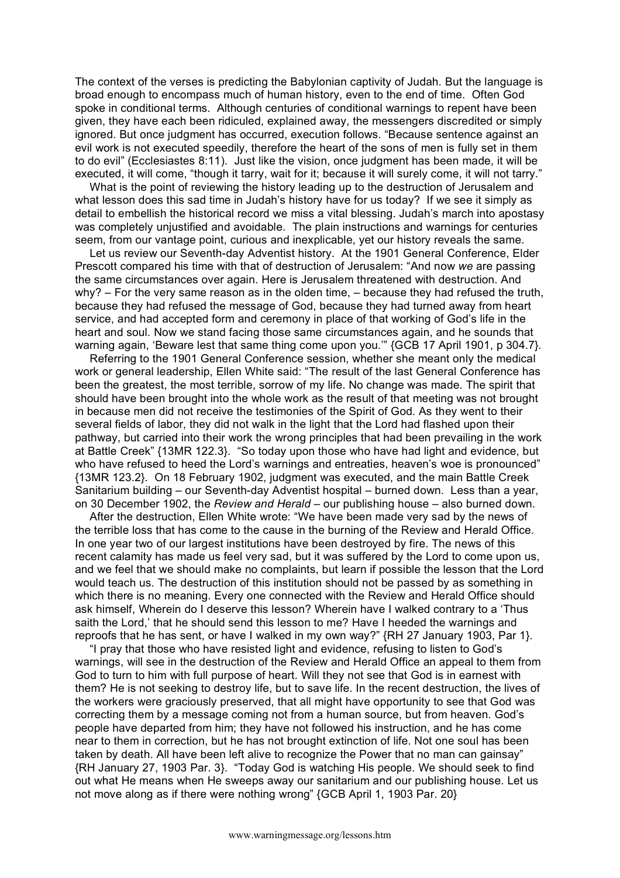The context of the verses is predicting the Babylonian captivity of Judah. But the language is broad enough to encompass much of human history, even to the end of time. Often God spoke in conditional terms. Although centuries of conditional warnings to repent have been given, they have each been ridiculed, explained away, the messengers discredited or simply ignored. But once judgment has occurred, execution follows. "Because sentence against an evil work is not executed speedily, therefore the heart of the sons of men is fully set in them to do evil" (Ecclesiastes 8:11). Just like the vision, once judgment has been made, it will be executed, it will come, "though it tarry, wait for it; because it will surely come, it will not tarry."

What is the point of reviewing the history leading up to the destruction of Jerusalem and what lesson does this sad time in Judah's history have for us today? If we see it simply as detail to embellish the historical record we miss a vital blessing. Judah's march into apostasy was completely unjustified and avoidable. The plain instructions and warnings for centuries seem, from our vantage point, curious and inexplicable, yet our history reveals the same.

Let us review our Seventh-day Adventist history. At the 1901 General Conference, Elder Prescott compared his time with that of destruction of Jerusalem: "And now *we* are passing the same circumstances over again. Here is Jerusalem threatened with destruction. And why? – For the very same reason as in the olden time, – because they had refused the truth, because they had refused the message of God, because they had turned away from heart service, and had accepted form and ceremony in place of that working of God's life in the heart and soul. Now we stand facing those same circumstances again, and he sounds that warning again, 'Beware lest that same thing come upon you.'" {GCB 17 April 1901, p 304.7}.

Referring to the 1901 General Conference session, whether she meant only the medical work or general leadership, Ellen White said: "The result of the last General Conference has been the greatest, the most terrible, sorrow of my life. No change was made. The spirit that should have been brought into the whole work as the result of that meeting was not brought in because men did not receive the testimonies of the Spirit of God. As they went to their several fields of labor, they did not walk in the light that the Lord had flashed upon their pathway, but carried into their work the wrong principles that had been prevailing in the work at Battle Creek" {13MR 122.3}. "So today upon those who have had light and evidence, but who have refused to heed the Lord's warnings and entreaties, heaven's woe is pronounced" {13MR 123.2}. On 18 February 1902, judgment was executed, and the main Battle Creek Sanitarium building – our Seventh-day Adventist hospital – burned down. Less than a year, on 30 December 1902, the *Review and Herald* – our publishing house – also burned down.

After the destruction, Ellen White wrote: "We have been made very sad by the news of the terrible loss that has come to the cause in the burning of the Review and Herald Office. In one year two of our largest institutions have been destroyed by fire. The news of this recent calamity has made us feel very sad, but it was suffered by the Lord to come upon us, and we feel that we should make no complaints, but learn if possible the lesson that the Lord would teach us. The destruction of this institution should not be passed by as something in which there is no meaning. Every one connected with the Review and Herald Office should ask himself, Wherein do I deserve this lesson? Wherein have I walked contrary to a 'Thus saith the Lord,' that he should send this lesson to me? Have I heeded the warnings and reproofs that he has sent, or have I walked in my own way?" {RH 27 January 1903, Par 1}.

"I pray that those who have resisted light and evidence, refusing to listen to God's warnings, will see in the destruction of the Review and Herald Office an appeal to them from God to turn to him with full purpose of heart. Will they not see that God is in earnest with them? He is not seeking to destroy life, but to save life. In the recent destruction, the lives of the workers were graciously preserved, that all might have opportunity to see that God was correcting them by a message coming not from a human source, but from heaven. God's people have departed from him; they have not followed his instruction, and he has come near to them in correction, but he has not brought extinction of life. Not one soul has been taken by death. All have been left alive to recognize the Power that no man can gainsay" {RH January 27, 1903 Par. 3}. "Today God is watching His people. We should seek to find out what He means when He sweeps away our sanitarium and our publishing house. Let us not move along as if there were nothing wrong" {GCB April 1, 1903 Par. 20}

www.warningmessage.org/lessons.htm